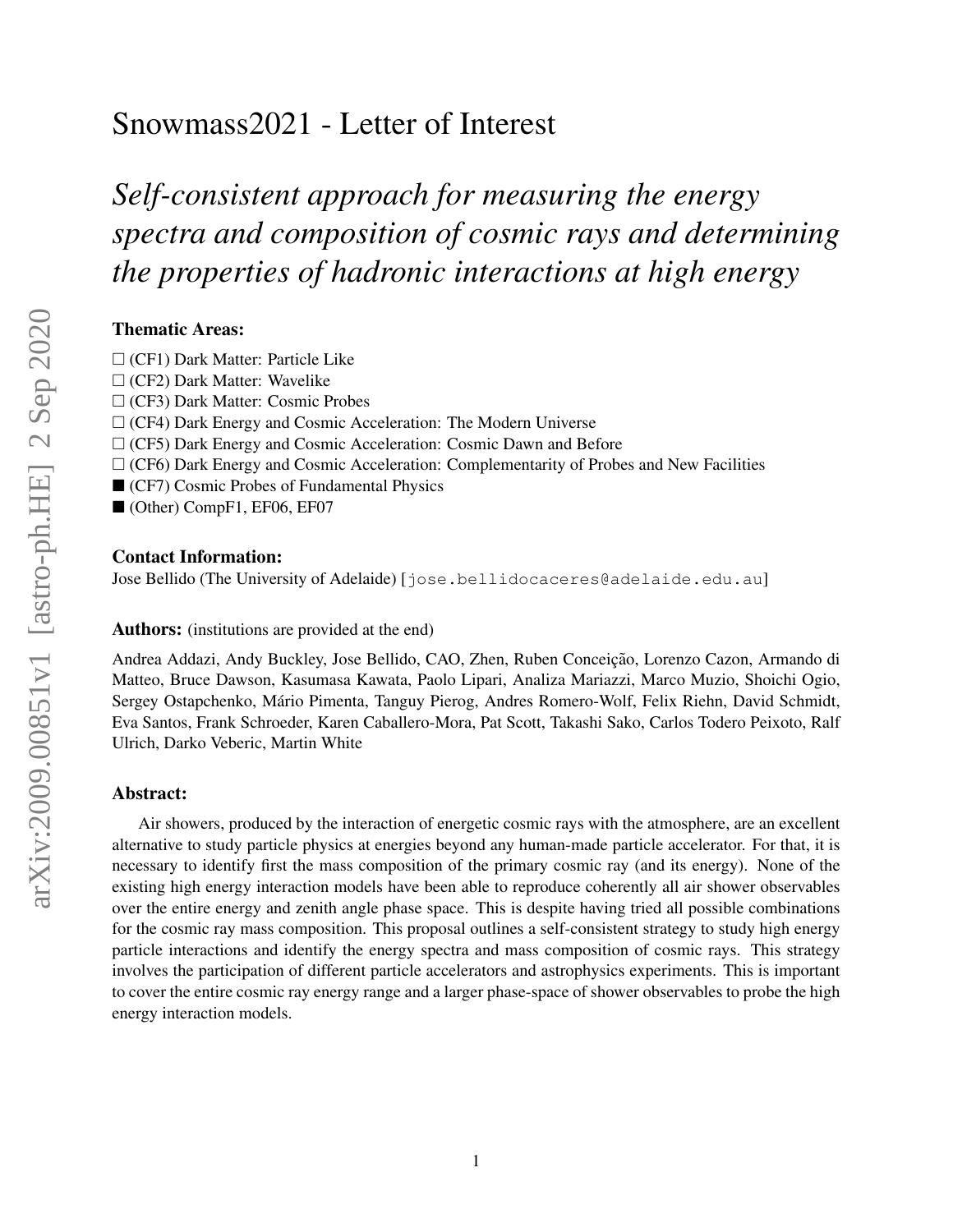# Snowmass2021 - Letter of Interest

## *Self-consistent approach for measuring the energy spectra and composition of cosmic rays and determining the properties of hadronic interactions at high energy*

**Thematic Areas:**

□ (CF1) Dark Matter: Particle Like
□ (CF2) Dark Matter: Wavelike
□ (CF3) Dark Matter: Cosmic Probes
□ (CF4) Dark Energy and Cosmic Acceleration: The Modern Universe
□ (CF5) Dark Energy and Cosmic Acceleration: Cosmic Dawn and Before
□ (CF6) Dark Energy and Cosmic Acceleration: Complementarity of Probes and New Facilities
■ (CF7) Cosmic Probes of Fundamental Physics
■ (Other) CompF1, EF06, EF07

**Contact Information:**

Jose Bellido (The University of Adelaide) [jose.bellidocaceres@adelaide.edu.au]

**Authors:** (institutions are provided at the end)

Andrea Addazi, Andy Buckley, Jose Bellido, CAO, Zhen, Ruben Conceição, Lorenzo Cazon, Armando di Matteo, Bruce Dawson, Kasumasa Kawata, Paolo Lipari, Analiza Mariazzi, Marco Muzio, Shoichi Ogio, Sergey Ostapchenko, Mário Pimenta, Tanguy Pierog, Andres Romero-Wolf, Felix Riehn, David Schmidt, Eva Santos, Frank Schroeder, Karen Caballero-Mora, Pat Scott, Takashi Sako, Carlos Todero Peixoto, Ralf Ulrich, Darko Veberic, Martin White

**Abstract:**

Air showers, produced by the interaction of energetic cosmic rays with the atmosphere, are an excellent alternative to study particle physics at energies beyond any human-made particle accelerator. For that, it is necessary to identify first the mass composition of the primary cosmic ray (and its energy). None of the existing high energy interaction models have been able to reproduce coherently all air shower observables over the entire energy and zenith angle phase space. This is despite having tried all possible combinations for the cosmic ray mass composition. This proposal outlines a self-consistent strategy to study high energy particle interactions and identify the energy spectra and mass composition of cosmic rays. This strategy involves the participation of different particle accelerators and astrophysics experiments. This is important to cover the entire cosmic ray energy range and a larger phase-space of shower observables to probe the high energy interaction models.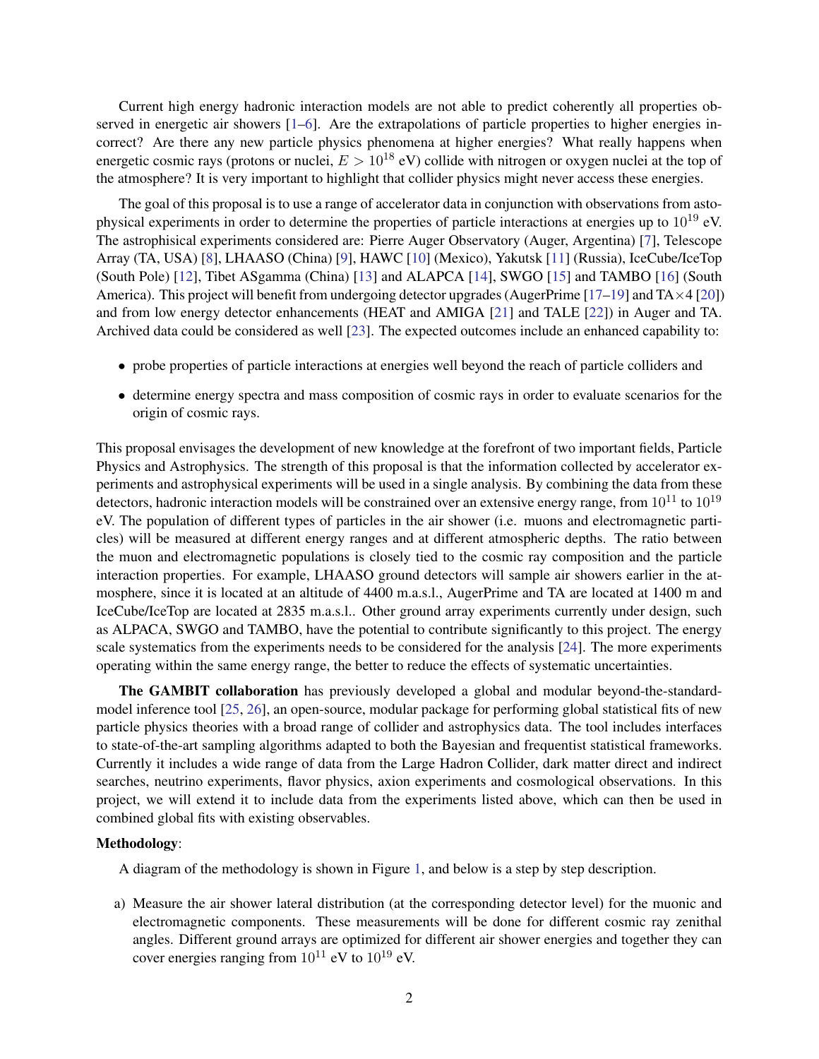Current high energy hadronic interaction models are not able to predict coherently all properties observed in energetic air showers [1–6]. Are the extrapolations of particle properties to higher energies incorrect? Are there any new particle physics phenomena at higher energies? What really happens when energetic cosmic rays (protons or nuclei, $E > 10^{18}$ eV) collide with nitrogen or oxygen nuclei at the top of the atmosphere? It is very important to highlight that collider physics might never access these energies.

The goal of this proposal is to use a range of accelerator data in conjunction with observations from astophysical experiments in order to determine the properties of particle interactions at energies up to $10^{19}$ eV. The astrophisical experiments considered are: Pierre Auger Observatory (Auger, Argentina) [7], Telescope Array (TA, USA) [8], LHAASO (China) [9], HAWC [10] (Mexico), Yakutsk [11] (Russia), IceCube/IceTop (South Pole) [12], Tibet ASgamma (China) [13] and ALAPCA [14], SWGO [15] and TAMBO [16] (South America). This project will benefit from undergoing detector upgrades (AugerPrime [17–19] and TA$\times$4 [20]) and from low energy detector enhancements (HEAT and AMIGA [21] and TALE [22]) in Auger and TA. Archived data could be considered as well [23]. The expected outcomes include an enhanced capability to:

- probe properties of particle interactions at energies well beyond the reach of particle colliders and
- determine energy spectra and mass composition of cosmic rays in order to evaluate scenarios for the origin of cosmic rays.

This proposal envisages the development of new knowledge at the forefront of two important fields, Particle Physics and Astrophysics. The strength of this proposal is that the information collected by accelerator experiments and astrophysical experiments will be used in a single analysis. By combining the data from these detectors, hadronic interaction models will be constrained over an extensive energy range, from $10^{11}$ to $10^{19}$ eV. The population of different types of particles in the air shower (i.e. muons and electromagnetic particles) will be measured at different energy ranges and at different atmospheric depths. The ratio between the muon and electromagnetic populations is closely tied to the cosmic ray composition and the particle interaction properties. For example, LHAASO ground detectors will sample air showers earlier in the atmosphere, since it is located at an altitude of 4400 m.a.s.l., AugerPrime and TA are located at 1400 m and IceCube/IceTop are located at 2835 m.a.s.l.. Other ground array experiments currently under design, such as ALPACA, SWGO and TAMBO, have the potential to contribute significantly to this project. The energy scale systematics from the experiments needs to be considered for the analysis [24]. The more experiments operating within the same energy range, the better to reduce the effects of systematic uncertainties.

**The GAMBIT collaboration** has previously developed a global and modular beyond-the-standard-model inference tool [25, 26], an open-source, modular package for performing global statistical fits of new particle physics theories with a broad range of collider and astrophysics data. The tool includes interfaces to state-of-the-art sampling algorithms adapted to both the Bayesian and frequentist statistical frameworks. Currently it includes a wide range of data from the Large Hadron Collider, dark matter direct and indirect searches, neutrino experiments, flavor physics, axion experiments and cosmological observations. In this project, we will extend it to include data from the experiments listed above, which can then be used in combined global fits with existing observables.

**Methodology**:

A diagram of the methodology is shown in Figure 1, and below is a step by step description.

a) Measure the air shower lateral distribution (at the corresponding detector level) for the muonic and electromagnetic components. These measurements will be done for different cosmic ray zenithal angles. Different ground arrays are optimized for different air shower energies and together they can cover energies ranging from $10^{11}$ eV to $10^{19}$ eV.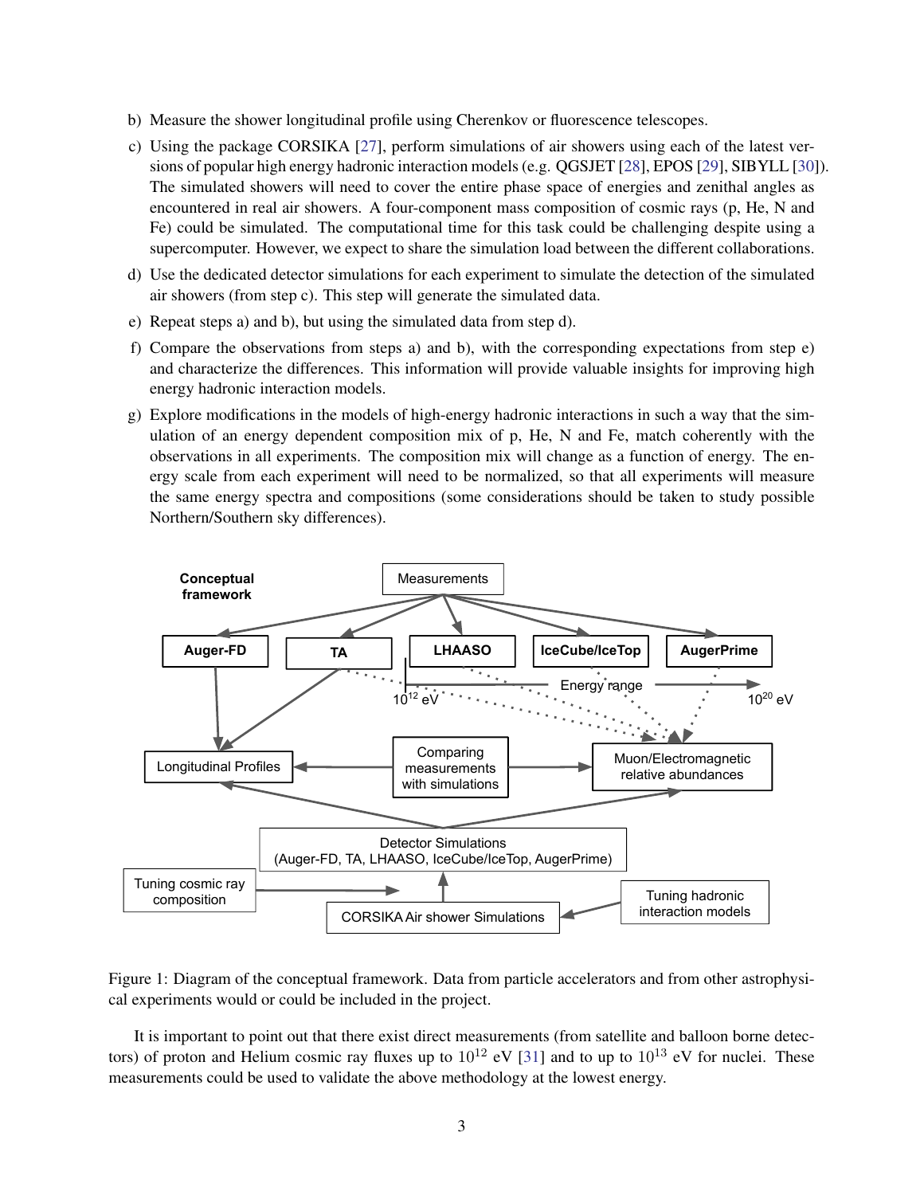b) Measure the shower longitudinal profile using Cherenkov or fluorescence telescopes.

c) Using the package CORSIKA [27], perform simulations of air showers using each of the latest versions of popular high energy hadronic interaction models (e.g. QGSJET [28], EPOS [29], SIBYLL [30]). The simulated showers will need to cover the entire phase space of energies and zenithal angles as encountered in real air showers. A four-component mass composition of cosmic rays (p, He, N and Fe) could be simulated. The computational time for this task could be challenging despite using a supercomputer. However, we expect to share the simulation load between the different collaborations.

d) Use the dedicated detector simulations for each experiment to simulate the detection of the simulated air showers (from step c). This step will generate the simulated data.

e) Repeat steps a) and b), but using the simulated data from step d).

f) Compare the observations from steps a) and b), with the corresponding expectations from step e) and characterize the differences. This information will provide valuable insights for improving high energy hadronic interaction models.

g) Explore modifications in the models of high-energy hadronic interactions in such a way that the simulation of an energy dependent composition mix of p, He, N and Fe, match coherently with the observations in all experiments. The composition mix will change as a function of energy. The energy scale from each experiment will need to be normalized, so that all experiments will measure the same energy spectra and compositions (some considerations should be taken to study possible Northern/Southern sky differences).

Figure 1: Diagram of the conceptual framework. Data from particle accelerators and from other astrophysical experiments would or could be included in the project.

It is important to point out that there exist direct measurements (from satellite and balloon borne detectors) of proton and Helium cosmic ray fluxes up to $10^{12}$ eV [31] and to up to $10^{13}$ eV for nuclei. These measurements could be used to validate the above methodology at the lowest energy.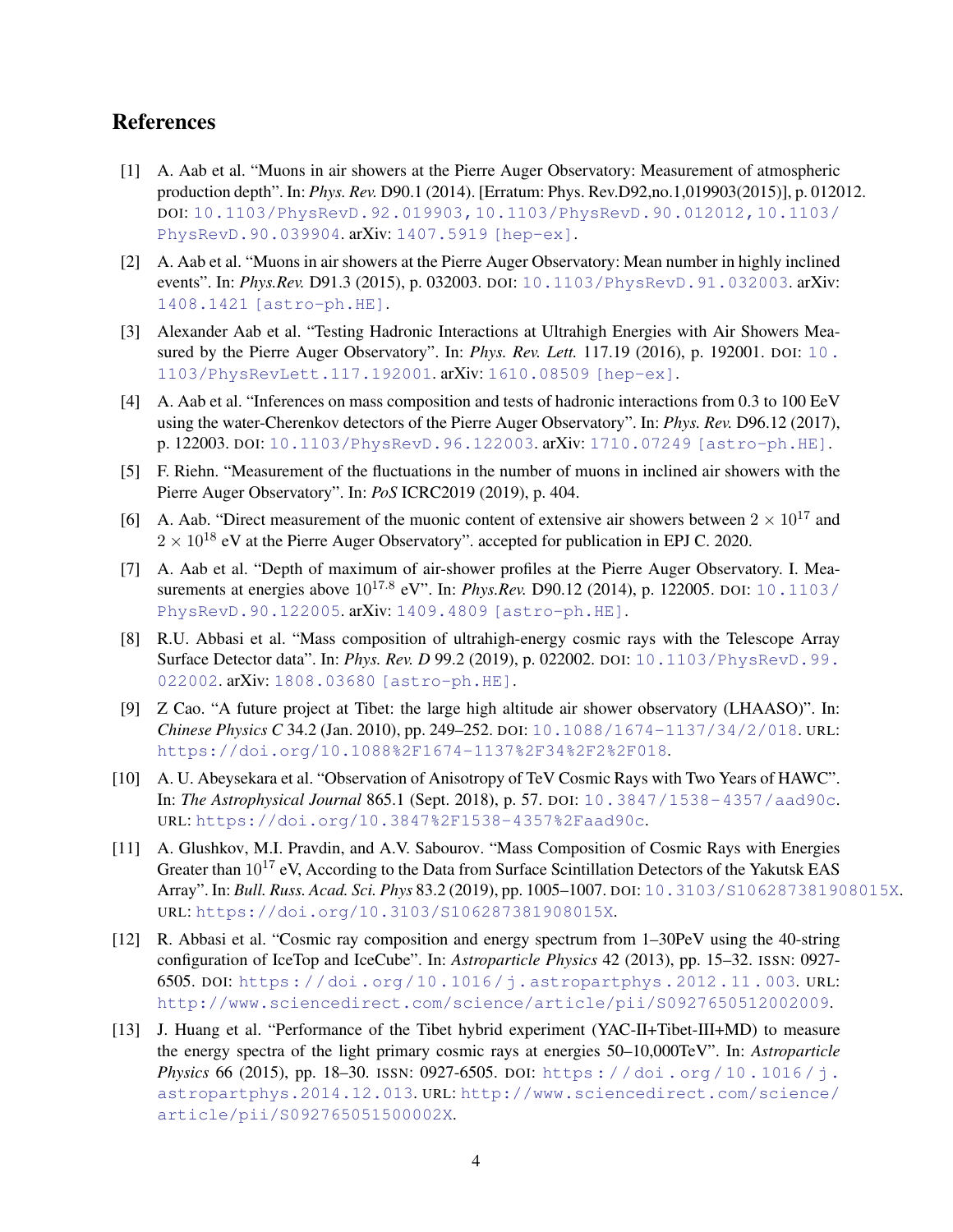## References

[1] A. Aab et al. "Muons in air showers at the Pierre Auger Observatory: Measurement of atmospheric production depth". In: *Phys. Rev.* D90.1 (2014). [Erratum: Phys. Rev.D92,no.1,019903(2015)], p. 012012. DOI: 10.1103/PhysRevD.92.019903,10.1103/PhysRevD.90.012012,10.1103/PhysRevD.90.039904. arXiv: 1407.5919 [hep-ex].

[2] A. Aab et al. "Muons in air showers at the Pierre Auger Observatory: Mean number in highly inclined events". In: *Phys.Rev.* D91.3 (2015), p. 032003. DOI: 10.1103/PhysRevD.91.032003. arXiv: 1408.1421 [astro-ph.HE].

[3] Alexander Aab et al. "Testing Hadronic Interactions at Ultrahigh Energies with Air Showers Measured by the Pierre Auger Observatory". In: *Phys. Rev. Lett.* 117.19 (2016), p. 192001. DOI: 10.1103/PhysRevLett.117.192001. arXiv: 1610.08509 [hep-ex].

[4] A. Aab et al. "Inferences on mass composition and tests of hadronic interactions from 0.3 to 100 EeV using the water-Cherenkov detectors of the Pierre Auger Observatory". In: *Phys. Rev.* D96.12 (2017), p. 122003. DOI: 10.1103/PhysRevD.96.122003. arXiv: 1710.07249 [astro-ph.HE].

[5] F. Riehn. "Measurement of the fluctuations in the number of muons in inclined air showers with the Pierre Auger Observatory". In: *PoS* ICRC2019 (2019), p. 404.

[6] A. Aab. "Direct measurement of the muonic content of extensive air showers between $2 \times 10^{17}$ and $2 \times 10^{18}$ eV at the Pierre Auger Observatory". accepted for publication in EPJ C. 2020.

[7] A. Aab et al. "Depth of maximum of air-shower profiles at the Pierre Auger Observatory. I. Measurements at energies above $10^{17.8}$ eV". In: *Phys.Rev.* D90.12 (2014), p. 122005. DOI: 10.1103/PhysRevD.90.122005. arXiv: 1409.4809 [astro-ph.HE].

[8] R.U. Abbasi et al. "Mass composition of ultrahigh-energy cosmic rays with the Telescope Array Surface Detector data". In: *Phys. Rev. D* 99.2 (2019), p. 022002. DOI: 10.1103/PhysRevD.99.022002. arXiv: 1808.03680 [astro-ph.HE].

[9] Z Cao. "A future project at Tibet: the large high altitude air shower observatory (LHAASO)". In: *Chinese Physics C* 34.2 (Jan. 2010), pp. 249–252. DOI: 10.1088/1674-1137/34/2/018. URL: https://doi.org/10.1088%2F1674-1137%2F34%2F2%2F018.

[10] A. U. Abeysekara et al. "Observation of Anisotropy of TeV Cosmic Rays with Two Years of HAWC". In: *The Astrophysical Journal* 865.1 (Sept. 2018), p. 57. DOI: 10.3847/1538-4357/aad90c. URL: https://doi.org/10.3847%2F1538-4357%2Faad90c.

[11] A. Glushkov, M.I. Pravdin, and A.V. Sabourov. "Mass Composition of Cosmic Rays with Energies Greater than $10^{17}$ eV, According to the Data from Surface Scintillation Detectors of the Yakutsk EAS Array". In: *Bull. Russ. Acad. Sci. Phys* 83.2 (2019), pp. 1005–1007. DOI: 10.3103/S106287381908015X. URL: https://doi.org/10.3103/S106287381908015X.

[12] R. Abbasi et al. "Cosmic ray composition and energy spectrum from 1–30PeV using the 40-string configuration of IceTop and IceCube". In: *Astroparticle Physics* 42 (2013), pp. 15–32. ISSN: 0927-6505. DOI: https://doi.org/10.1016/j.astropartphys.2012.11.003. URL: http://www.sciencedirect.com/science/article/pii/S0927650512002009.

[13] J. Huang et al. "Performance of the Tibet hybrid experiment (YAC-II+Tibet-III+MD) to measure the energy spectra of the light primary cosmic rays at energies 50–10,000TeV". In: *Astroparticle Physics* 66 (2015), pp. 18–30. ISSN: 0927-6505. DOI: https://doi.org/10.1016/j.astropartphys.2014.12.013. URL: http://www.sciencedirect.com/science/article/pii/S092765051500002X.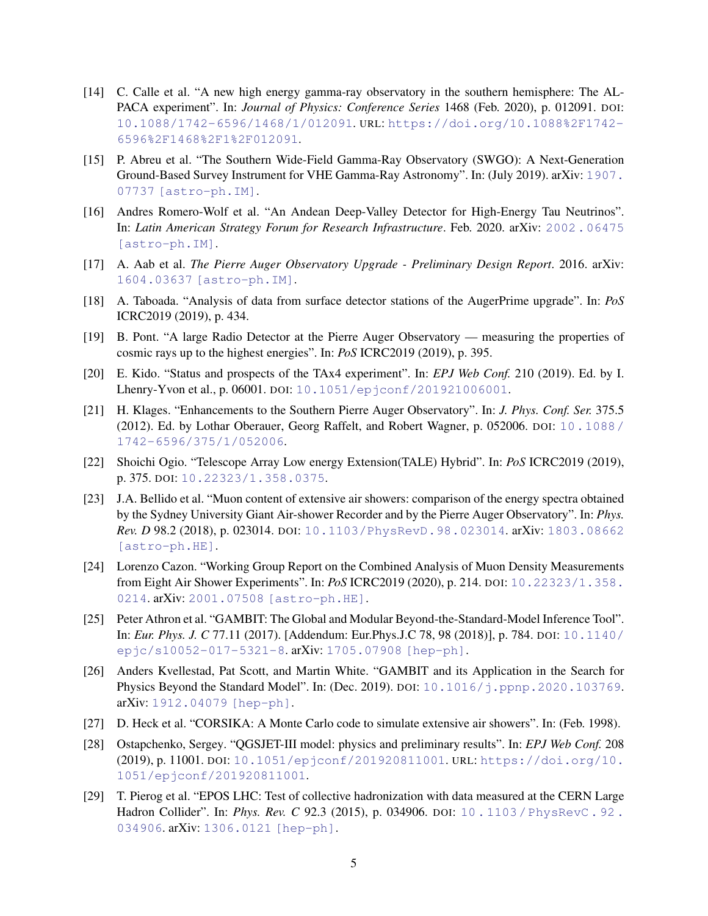[14] C. Calle et al. "A new high energy gamma-ray observatory in the southern hemisphere: The ALPACA experiment". In: *Journal of Physics: Conference Series* 1468 (Feb. 2020), p. 012091. DOI: 10.1088/1742-6596/1468/1/012091. URL: https://doi.org/10.1088%2F1742-6596%2F1468%2F1%2F012091.

[15] P. Abreu et al. "The Southern Wide-Field Gamma-Ray Observatory (SWGO): A Next-Generation Ground-Based Survey Instrument for VHE Gamma-Ray Astronomy". In: (July 2019). arXiv: 1907.07737 [astro-ph.IM].

[16] Andres Romero-Wolf et al. "An Andean Deep-Valley Detector for High-Energy Tau Neutrinos". In: *Latin American Strategy Forum for Research Infrastructure*. Feb. 2020. arXiv: 2002.06475 [astro-ph.IM].

[17] A. Aab et al. *The Pierre Auger Observatory Upgrade - Preliminary Design Report*. 2016. arXiv: 1604.03637 [astro-ph.IM].

[18] A. Taboada. "Analysis of data from surface detector stations of the AugerPrime upgrade". In: *PoS* ICRC2019 (2019), p. 434.

[19] B. Pont. "A large Radio Detector at the Pierre Auger Observatory — measuring the properties of cosmic rays up to the highest energies". In: *PoS* ICRC2019 (2019), p. 395.

[20] E. Kido. "Status and prospects of the TAx4 experiment". In: *EPJ Web Conf.* 210 (2019). Ed. by I. Lhenry-Yvon et al., p. 06001. DOI: 10.1051/epjconf/201921006001.

[21] H. Klages. "Enhancements to the Southern Pierre Auger Observatory". In: *J. Phys. Conf. Ser.* 375.5 (2012). Ed. by Lothar Oberauer, Georg Raffelt, and Robert Wagner, p. 052006. DOI: 10.1088/1742-6596/375/1/052006.

[22] Shoichi Ogio. "Telescope Array Low energy Extension(TALE) Hybrid". In: *PoS* ICRC2019 (2019), p. 375. DOI: 10.22323/1.358.0375.

[23] J.A. Bellido et al. "Muon content of extensive air showers: comparison of the energy spectra obtained by the Sydney University Giant Air-shower Recorder and by the Pierre Auger Observatory". In: *Phys. Rev. D* 98.2 (2018), p. 023014. DOI: 10.1103/PhysRevD.98.023014. arXiv: 1803.08662 [astro-ph.HE].

[24] Lorenzo Cazon. "Working Group Report on the Combined Analysis of Muon Density Measurements from Eight Air Shower Experiments". In: *PoS* ICRC2019 (2020), p. 214. DOI: 10.22323/1.358.0214. arXiv: 2001.07508 [astro-ph.HE].

[25] Peter Athron et al. "GAMBIT: The Global and Modular Beyond-the-Standard-Model Inference Tool". In: *Eur. Phys. J. C* 77.11 (2017). [Addendum: Eur.Phys.J.C 78, 98 (2018)], p. 784. DOI: 10.1140/epjc/s10052-017-5321-8. arXiv: 1705.07908 [hep-ph].

[26] Anders Kvellestad, Pat Scott, and Martin White. "GAMBIT and its Application in the Search for Physics Beyond the Standard Model". In: (Dec. 2019). DOI: 10.1016/j.ppnp.2020.103769. arXiv: 1912.04079 [hep-ph].

[27] D. Heck et al. "CORSIKA: A Monte Carlo code to simulate extensive air showers". In: (Feb. 1998).

[28] Ostapchenko, Sergey. "QGSJET-III model: physics and preliminary results". In: *EPJ Web Conf.* 208 (2019), p. 11001. DOI: 10.1051/epjconf/201920811001. URL: https://doi.org/10.1051/epjconf/201920811001.

[29] T. Pierog et al. "EPOS LHC: Test of collective hadronization with data measured at the CERN Large Hadron Collider". In: *Phys. Rev. C* 92.3 (2015), p. 034906. DOI: 10.1103/PhysRevC.92.034906. arXiv: 1306.0121 [hep-ph].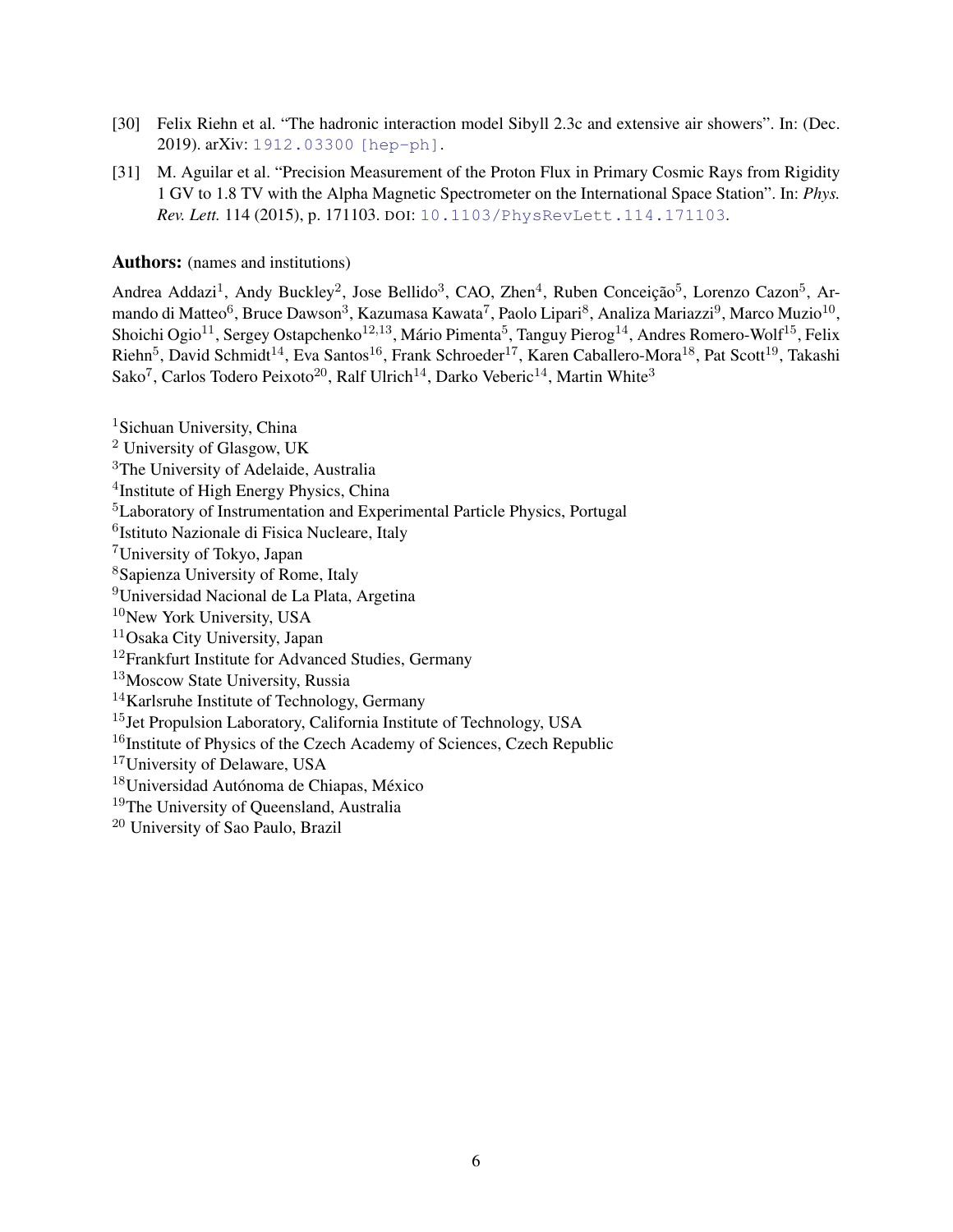[30] Felix Riehn et al. "The hadronic interaction model Sibyll 2.3c and extensive air showers". In: (Dec. 2019). arXiv: 1912.03300 [hep-ph].

[31] M. Aguilar et al. "Precision Measurement of the Proton Flux in Primary Cosmic Rays from Rigidity 1 GV to 1.8 TV with the Alpha Magnetic Spectrometer on the International Space Station". In: *Phys. Rev. Lett.* 114 (2015), p. 171103. DOI: 10.1103/PhysRevLett.114.171103.

**Authors:** (names and institutions)

Andrea Addazi[1], Andy Buckley[2], Jose Bellido[3], CAO, Zhen[4], Ruben Conceição[5], Lorenzo Cazon[5], Armando di Matteo[6], Bruce Dawson[3], Kazumasa Kawata[7], Paolo Lipari[8], Analiza Mariazzi[9], Marco Muzio[10], Shoichi Ogio[11], Sergey Ostapchenko[12,13], Mário Pimenta[5], Tanguy Pierog[14], Andres Romero-Wolf[15], Felix Riehn[5], David Schmidt[14], Eva Santos[16], Frank Schroeder[17], Karen Caballero-Mora[18], Pat Scott[19], Takashi Sako[7], Carlos Todero Peixoto[20], Ralf Ulrich[14], Darko Veberic[14], Martin White[3]

[1]Sichuan University, China
[2] University of Glasgow, UK
[3]The University of Adelaide, Australia
[4]Institute of High Energy Physics, China
[5]Laboratory of Instrumentation and Experimental Particle Physics, Portugal
[6]Istituto Nazionale di Fisica Nucleare, Italy
[7]University of Tokyo, Japan
[8]Sapienza University of Rome, Italy
[9]Universidad Nacional de La Plata, Argetina
[10]New York University, USA
[11]Osaka City University, Japan
[12]Frankfurt Institute for Advanced Studies, Germany
[13]Moscow State University, Russia
[14]Karlsruhe Institute of Technology, Germany
[15]Jet Propulsion Laboratory, California Institute of Technology, USA
[16]Institute of Physics of the Czech Academy of Sciences, Czech Republic
[17]University of Delaware, USA
[18]Universidad Autónoma de Chiapas, México
[19]The University of Queensland, Australia
[20] University of Sao Paulo, Brazil